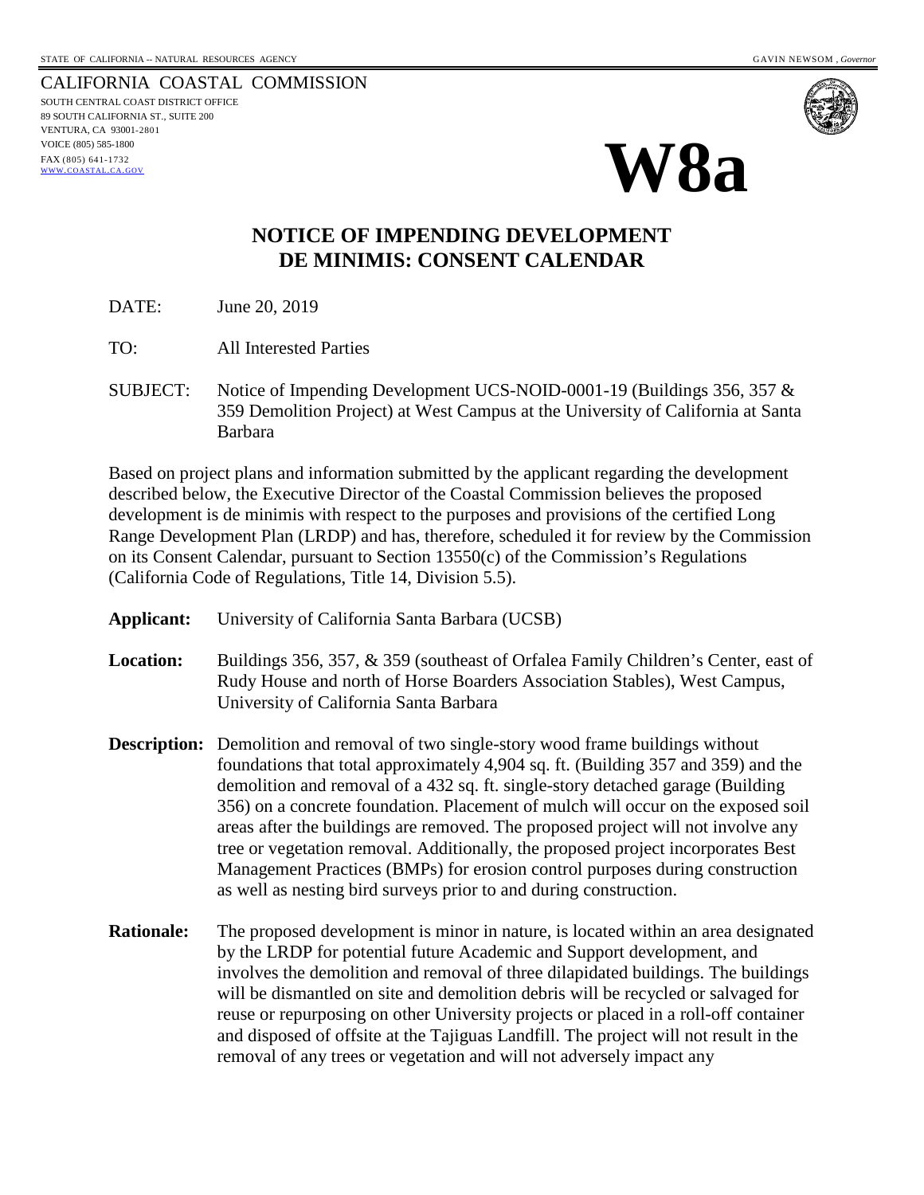STATE OF CALIFORNIA -- NATURAL RESOURCES AGENCY GAVIN NEWSOM, *Governor*

CALIFORNIA COASTAL COMMISSION
SOUTH CENTRAL COAST DISTRICT OFFICE
89 SOUTH CALIFORNIA ST., SUITE 200
VENTURA, CA 93001-2801
VOICE (805) 585-1800
FAX (805) 641-1732
WWW.COASTAL.CA.GOV

# W8a

## NOTICE OF IMPENDING DEVELOPMENT
## DE MINIMIS: CONSENT CALENDAR

DATE: June 20, 2019

TO: All Interested Parties

SUBJECT: Notice of Impending Development UCS-NOID-0001-19 (Buildings 356, 357 & 359 Demolition Project) at West Campus at the University of California at Santa Barbara

Based on project plans and information submitted by the applicant regarding the development described below, the Executive Director of the Coastal Commission believes the proposed development is de minimis with respect to the purposes and provisions of the certified Long Range Development Plan (LRDP) and has, therefore, scheduled it for review by the Commission on its Consent Calendar, pursuant to Section 13550(c) of the Commission's Regulations (California Code of Regulations, Title 14, Division 5.5).

**Applicant:** University of California Santa Barbara (UCSB)

**Location:** Buildings 356, 357, & 359 (southeast of Orfalea Family Children's Center, east of Rudy House and north of Horse Boarders Association Stables), West Campus, University of California Santa Barbara

**Description:** Demolition and removal of two single-story wood frame buildings without foundations that total approximately 4,904 sq. ft. (Building 357 and 359) and the demolition and removal of a 432 sq. ft. single-story detached garage (Building 356) on a concrete foundation. Placement of mulch will occur on the exposed soil areas after the buildings are removed. The proposed project will not involve any tree or vegetation removal. Additionally, the proposed project incorporates Best Management Practices (BMPs) for erosion control purposes during construction as well as nesting bird surveys prior to and during construction.

**Rationale:** The proposed development is minor in nature, is located within an area designated by the LRDP for potential future Academic and Support development, and involves the demolition and removal of three dilapidated buildings. The buildings will be dismantled on site and demolition debris will be recycled or salvaged for reuse or repurposing on other University projects or placed in a roll-off container and disposed of offsite at the Tajiguas Landfill. The project will not result in the removal of any trees or vegetation and will not adversely impact any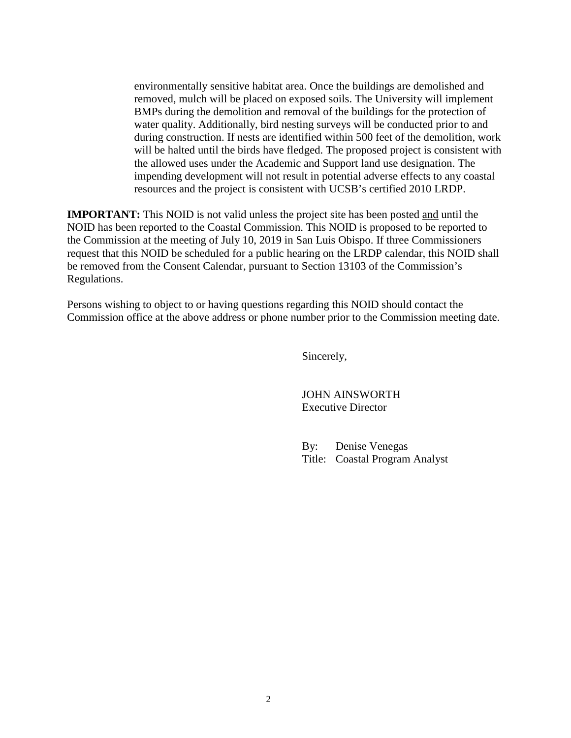environmentally sensitive habitat area. Once the buildings are demolished and removed, mulch will be placed on exposed soils. The University will implement BMPs during the demolition and removal of the buildings for the protection of water quality. Additionally, bird nesting surveys will be conducted prior to and during construction. If nests are identified within 500 feet of the demolition, work will be halted until the birds have fledged. The proposed project is consistent with the allowed uses under the Academic and Support land use designation. The impending development will not result in potential adverse effects to any coastal resources and the project is consistent with UCSB's certified 2010 LRDP.

**IMPORTANT:** This NOID is not valid unless the project site has been posted and until the NOID has been reported to the Coastal Commission. This NOID is proposed to be reported to the Commission at the meeting of July 10, 2019 in San Luis Obispo. If three Commissioners request that this NOID be scheduled for a public hearing on the LRDP calendar, this NOID shall be removed from the Consent Calendar, pursuant to Section 13103 of the Commission's Regulations.

Persons wishing to object to or having questions regarding this NOID should contact the Commission office at the above address or phone number prior to the Commission meeting date.

Sincerely,

JOHN AINSWORTH
Executive Director

By: Denise Venegas
Title: Coastal Program Analyst